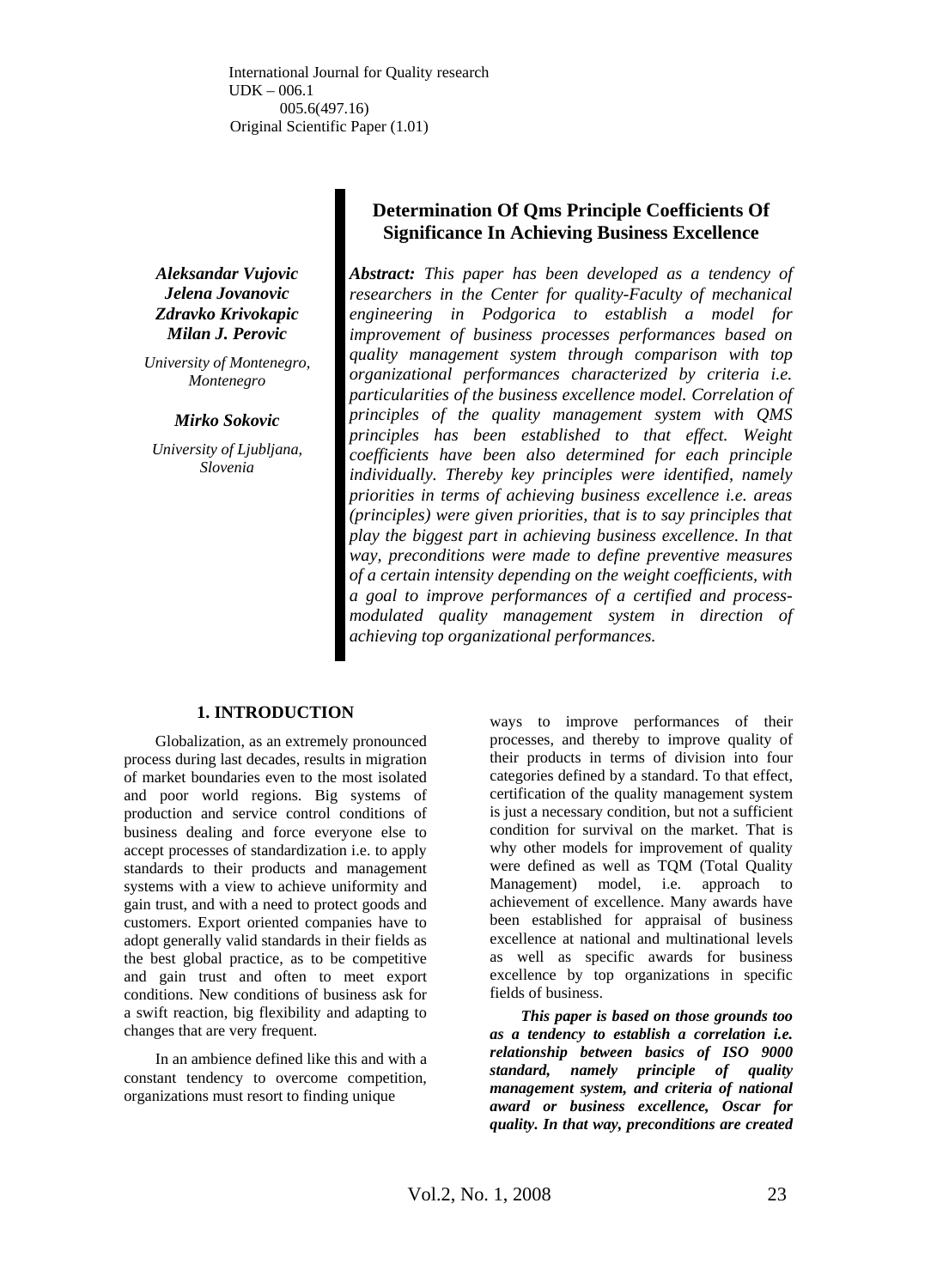International Journal for Quality research
UDK – 006.1
005.6(497.16)
Original Scientific Paper (1.01)

# Determination Of Qms Principle Coefficients Of Significance In Achieving Business Excellence

***Aleksandar Vujovic***
***Jelena Jovanovic***
***Zdravko Krivokapic***
***Milan J. Perovic***

*University of Montenegro, Montenegro*

***Mirko Sokovic***

*University of Ljubljana, Slovenia*

***Abstract:*** *This paper has been developed as a tendency of researchers in the Center for quality-Faculty of mechanical engineering in Podgorica to establish a model for improvement of business processes performances based on quality management system through comparison with top organizational performances characterized by criteria i.e. particularities of the business excellence model. Correlation of principles of the quality management system with QMS principles has been established to that effect. Weight coefficients have been also determined for each principle individually. Thereby key principles were identified, namely priorities in terms of achieving business excellence i.e. areas (principles) were given priorities, that is to say principles that play the biggest part in achieving business excellence. In that way, preconditions were made to define preventive measures of a certain intensity depending on the weight coefficients, with a goal to improve performances of a certified and process-modulated quality management system in direction of achieving top organizational performances.*

## 1. INTRODUCTION

Globalization, as an extremely pronounced process during last decades, results in migration of market boundaries even to the most isolated and poor world regions. Big systems of production and service control conditions of business dealing and force everyone else to accept processes of standardization i.e. to apply standards to their products and management systems with a view to achieve uniformity and gain trust, and with a need to protect goods and customers. Export oriented companies have to adopt generally valid standards in their fields as the best global practice, as to be competitive and gain trust and often to meet export conditions. New conditions of business ask for a swift reaction, big flexibility and adapting to changes that are very frequent.

In an ambience defined like this and with a constant tendency to overcome competition, organizations must resort to finding unique ways to improve performances of their processes, and thereby to improve quality of their products in terms of division into four categories defined by a standard. To that effect, certification of the quality management system is just a necessary condition, but not a sufficient condition for survival on the market. That is why other models for improvement of quality were defined as well as TQM (Total Quality Management) model, i.e. approach to achievement of excellence. Many awards have been established for appraisal of business excellence at national and multinational levels as well as specific awards for business excellence by top organizations in specific fields of business.

***This paper is based on those grounds too as a tendency to establish a correlation i.e. relationship between basics of ISO 9000 standard, namely principle of quality management system, and criteria of national award or business excellence, Oscar for quality. In that way, preconditions are created***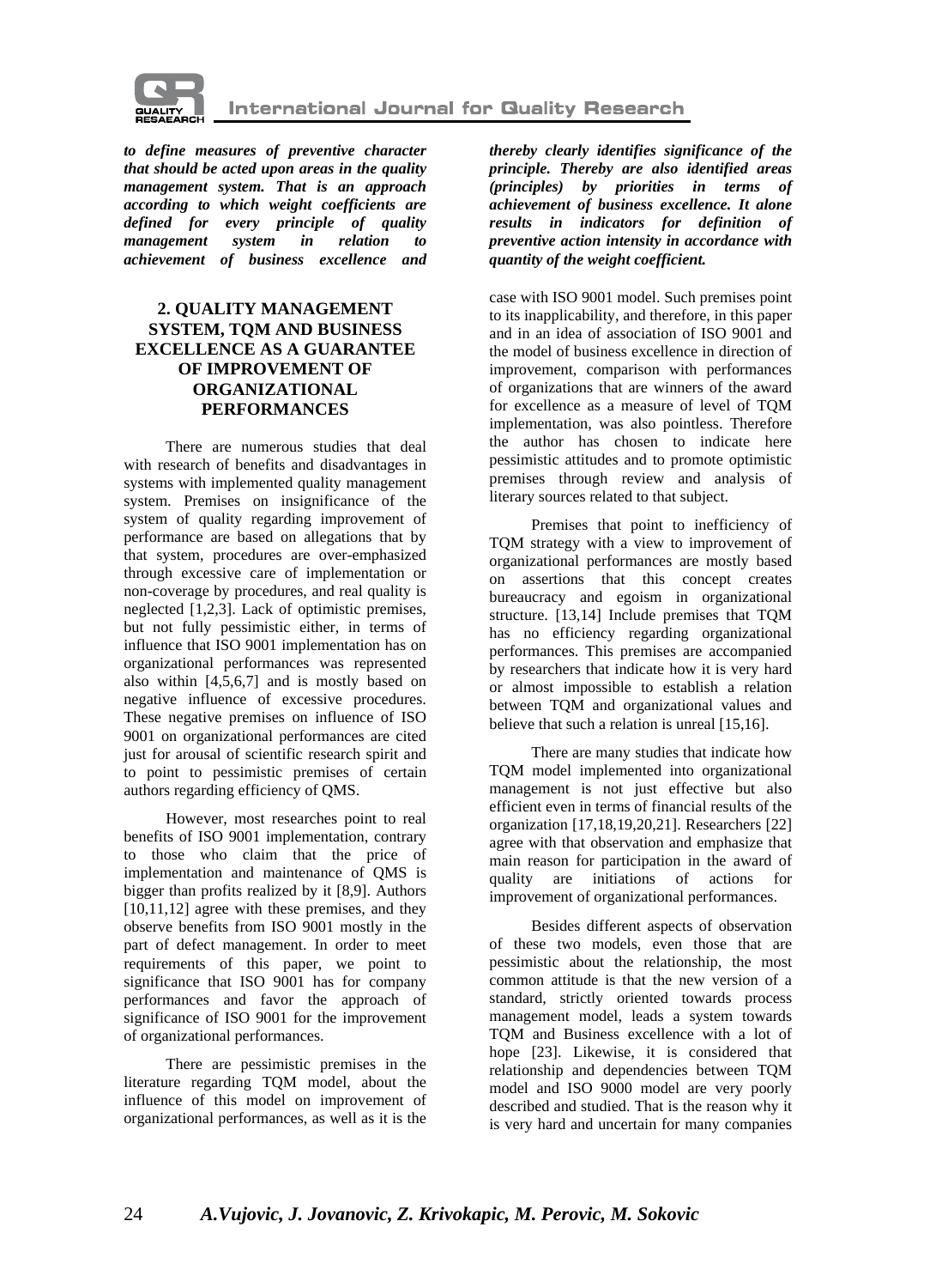***to define measures of preventive character that should be acted upon areas in the quality management system. That is an approach according to which weight coefficients are defined for every principle of quality management system in relation to achievement of business excellence and thereby clearly identifies significance of the principle. Thereby are also identified areas (principles) by priorities in terms of achievement of business excellence. It alone results in indicators for definition of preventive action intensity in accordance with quantity of the weight coefficient.***

## 2. QUALITY MANAGEMENT SYSTEM, TQM AND BUSINESS EXCELLENCE AS A GUARANTEE OF IMPROVEMENT OF ORGANIZATIONAL PERFORMANCES

There are numerous studies that deal with research of benefits and disadvantages in systems with implemented quality management system. Premises on insignificance of the system of quality regarding improvement of performance are based on allegations that by that system, procedures are over-emphasized through excessive care of implementation or non-coverage by procedures, and real quality is neglected [1,2,3]. Lack of optimistic premises, but not fully pessimistic either, in terms of influence that ISO 9001 implementation has on organizational performances was represented also within [4,5,6,7] and is mostly based on negative influence of excessive procedures. These negative premises on influence of ISO 9001 on organizational performances are cited just for arousal of scientific research spirit and to point to pessimistic premises of certain authors regarding efficiency of QMS.

However, most researches point to real benefits of ISO 9001 implementation, contrary to those who claim that the price of implementation and maintenance of QMS is bigger than profits realized by it [8,9]. Authors [10,11,12] agree with these premises, and they observe benefits from ISO 9001 mostly in the part of defect management. In order to meet requirements of this paper, we point to significance that ISO 9001 has for company performances and favor the approach of significance of ISO 9001 for the improvement of organizational performances.

There are pessimistic premises in the literature regarding TQM model, about the influence of this model on improvement of organizational performances, as well as it is the case with ISO 9001 model. Such premises point to its inapplicability, and therefore, in this paper and in an idea of association of ISO 9001 and the model of business excellence in direction of improvement, comparison with performances of organizations that are winners of the award for excellence as a measure of level of TQM implementation, was also pointless. Therefore the author has chosen to indicate here pessimistic attitudes and to promote optimistic premises through review and analysis of literary sources related to that subject.

Premises that point to inefficiency of TQM strategy with a view to improvement of organizational performances are mostly based on assertions that this concept creates bureaucracy and egoism in organizational structure. [13,14] Include premises that TQM has no efficiency regarding organizational performances. This premises are accompanied by researchers that indicate how it is very hard or almost impossible to establish a relation between TQM and organizational values and believe that such a relation is unreal [15,16].

There are many studies that indicate how TQM model implemented into organizational management is not just effective but also efficient even in terms of financial results of the organization [17,18,19,20,21]. Researchers [22] agree with that observation and emphasize that main reason for participation in the award of quality are initiations of actions for improvement of organizational performances.

Besides different aspects of observation of these two models, even those that are pessimistic about the relationship, the most common attitude is that the new version of a standard, strictly oriented towards process management model, leads a system towards TQM and Business excellence with a lot of hope [23]. Likewise, it is considered that relationship and dependencies between TQM model and ISO 9000 model are very poorly described and studied. That is the reason why it is very hard and uncertain for many companies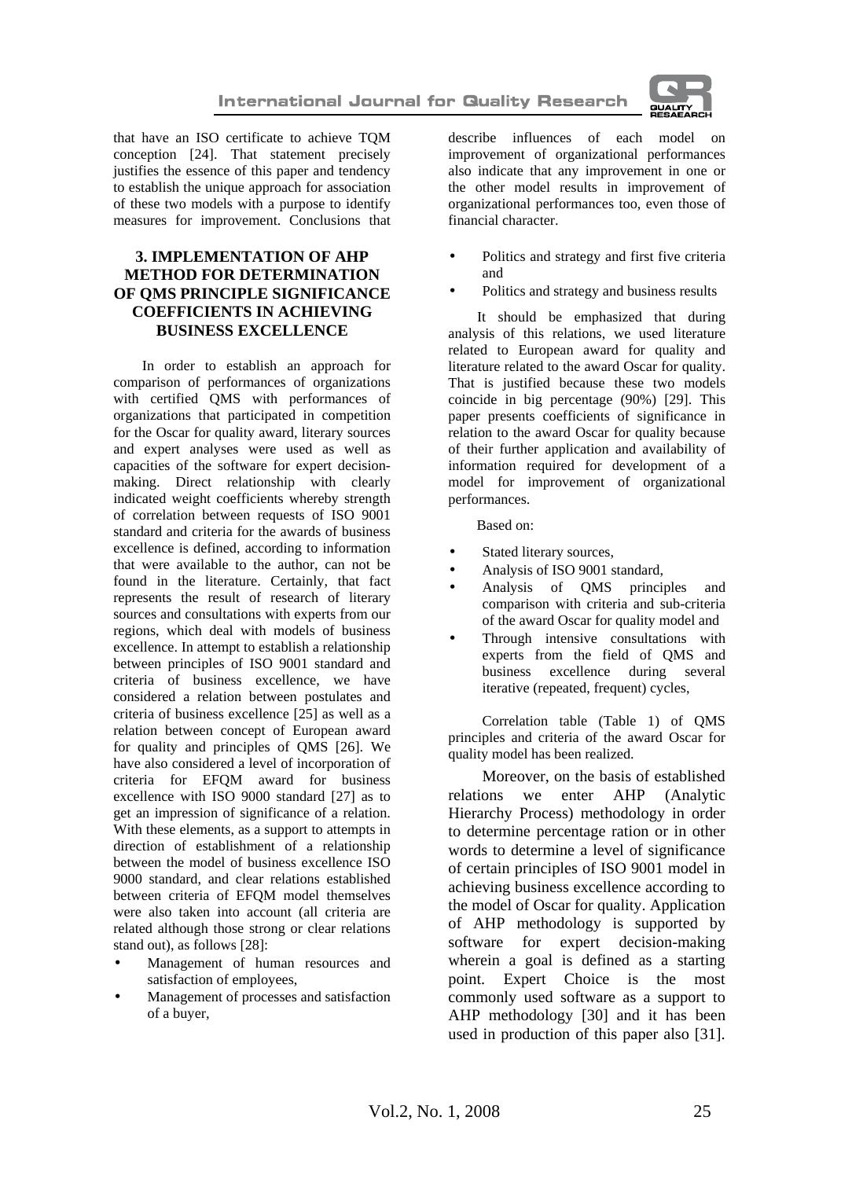that have an ISO certificate to achieve TQM conception [24]. That statement precisely justifies the essence of this paper and tendency to establish the unique approach for association of these two models with a purpose to identify measures for improvement. Conclusions that describe influences of each model on improvement of organizational performances also indicate that any improvement in one or the other model results in improvement of organizational performances too, even those of financial character.

## 3. IMPLEMENTATION OF AHP METHOD FOR DETERMINATION OF QMS PRINCIPLE SIGNIFICANCE COEFFICIENTS IN ACHIEVING BUSINESS EXCELLENCE

In order to establish an approach for comparison of performances of organizations with certified QMS with performances of organizations that participated in competition for the Oscar for quality award, literary sources and expert analyses were used as well as capacities of the software for expert decision-making. Direct relationship with clearly indicated weight coefficients whereby strength of correlation between requests of ISO 9001 standard and criteria for the awards of business excellence is defined, according to information that were available to the author, can not be found in the literature. Certainly, that fact represents the result of research of literary sources and consultations with experts from our regions, which deal with models of business excellence. In attempt to establish a relationship between principles of ISO 9001 standard and criteria of business excellence, we have considered a relation between postulates and criteria of business excellence [25] as well as a relation between concept of European award for quality and principles of QMS [26]. We have also considered a level of incorporation of criteria for EFQM award for business excellence with ISO 9000 standard [27] as to get an impression of significance of a relation. With these elements, as a support to attempts in direction of establishment of a relationship between the model of business excellence ISO 9000 standard, and clear relations established between criteria of EFQM model themselves were also taken into account (all criteria are related although those strong or clear relations stand out), as follows [28]:

- Management of human resources and satisfaction of employees,
- Management of processes and satisfaction of a buyer,
- Politics and strategy and first five criteria and
- Politics and strategy and business results

It should be emphasized that during analysis of this relations, we used literature related to European award for quality and literature related to the award Oscar for quality. That is justified because these two models coincide in big percentage (90%) [29]. This paper presents coefficients of significance in relation to the award Oscar for quality because of their further application and availability of information required for development of a model for improvement of organizational performances.

Based on:

- Stated literary sources,
- Analysis of ISO 9001 standard,
- Analysis of QMS principles and comparison with criteria and sub-criteria of the award Oscar for quality model and
- Through intensive consultations with experts from the field of QMS and business excellence during several iterative (repeated, frequent) cycles,

Correlation table (Table 1) of QMS principles and criteria of the award Oscar for quality model has been realized.

Moreover, on the basis of established relations we enter AHP (Analytic Hierarchy Process) methodology in order to determine percentage ration or in other words to determine a level of significance of certain principles of ISO 9001 model in achieving business excellence according to the model of Oscar for quality. Application of AHP methodology is supported by software for expert decision-making wherein a goal is defined as a starting point. Expert Choice is the most commonly used software as a support to AHP methodology [30] and it has been used in production of this paper also [31].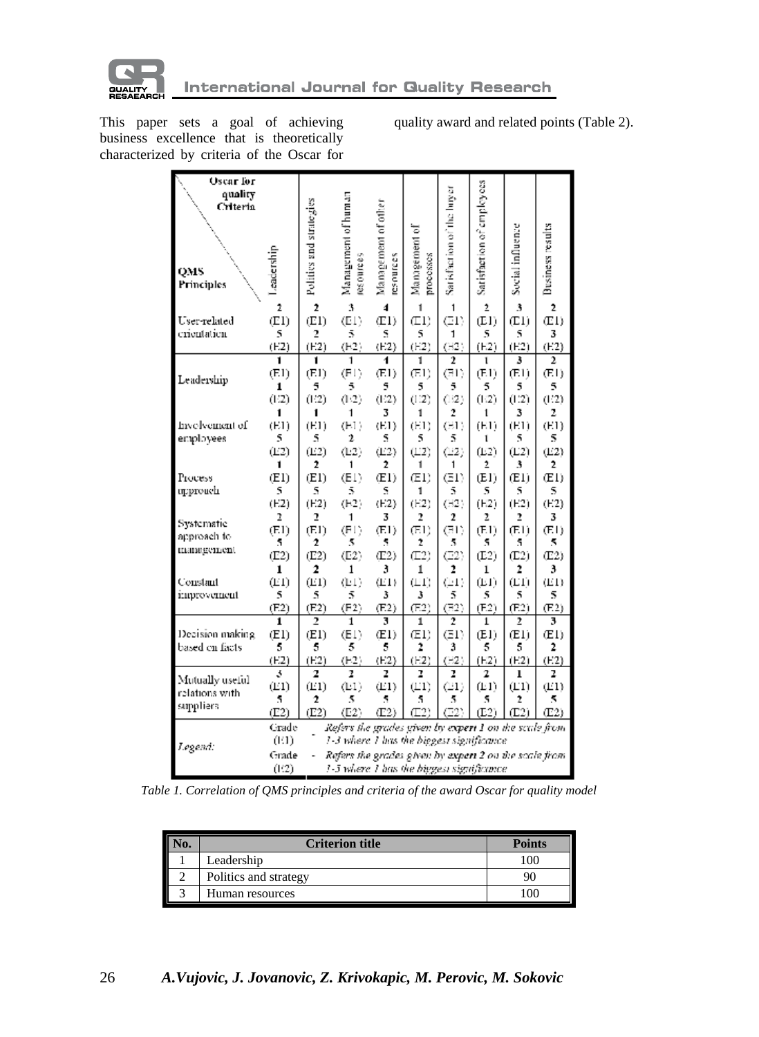This paper sets a goal of achieving business excellence that is theoretically characterized by criteria of the Oscar for quality award and related points (Table 2).

| Oscar for quality Criteria / QMS Principles | Leadership | Politics and strategies | Management of human resources | Management of other resources | Management of processes | Satisfaction of the buyer | Satisfaction of employees | Social influence | Business results |
|---|---|---|---|---|---|---|---|---|---|
| User-related orientation | 2 (E1) 5 (E2) | 2 (E1) 2 (E2) | 3 (E1) 5 (E2) | 4 (E1) 5 (E2) | 1 (E1) 5 (E2) | 1 (E1) 1 (E2) | 2 (E1) 5 (E2) | 3 (E1) 5 (E2) | 2 (E1) 3 (E2) |
| Leadership | 1 (E1) 1 (E2) | 1 (E1) 5 (E2) | 1 (E1) 5 (E2) | 1 (E1) 5 (E2) | 1 (E1) 5 (E2) | 2 (E1) 5 (E2) | 1 (E1) 5 (E2) | 3 (E1) 5 (E2) | 2 (E1) 5 (E2) |
| Involvement of employees | 1 (E1) 5 (E2) | 1 (E1) 5 (E2) | 1 (E1) 2 (E2) | 3 (E1) 5 (E2) | 1 (E1) 5 (E2) | 2 (E1) 5 (E2) | 1 (E1) 1 (E2) | 3 (E1) 5 (E2) | 2 (E1) 5 (E2) |
| Process approach | 1 (E1) 5 (E2) | 2 (E1) 5 (E2) | 1 (E1) 5 (E2) | 2 (E1) 5 (E2) | 1 (E1) 1 (E2) | 1 (E1) 5 (E2) | 2 (E1) 5 (E2) | 3 (E1) 5 (E2) | 2 (E1) 5 (E2) |
| Systematic approach to management | 2 (E1) 5 (E2) | 2 (E1) 2 (E2) | 1 (E1) 5 (E2) | 3 (E1) 5 (E2) | 2 (E1) 2 (E2) | 2 (E1) 5 (E2) | 2 (E1) 5 (E2) | 2 (E1) 5 (E2) | 3 (E1) 5 (E2) |
| Constant improvement | 1 (E1) 5 (E2) | 2 (E1) 5 (E2) | 1 (E1) 5 (E2) | 3 (E1) 3 (E2) | 1 (E1) 3 (E2) | 2 (E1) 5 (E2) | 1 (E1) 5 (E2) | 2 (E1) 5 (E2) | 3 (E1) 5 (E2) |
| Decision making based on facts | 1 (E1) 5 (E2) | 2 (E1) 5 (E2) | 1 (E1) 5 (E2) | 3 (E1) 5 (E2) | 1 (E1) 2 (E2) | 2 (E1) 3 (E2) | 1 (E1) 5 (E2) | 2 (E1) 5 (E2) | 3 (E1) 2 (E2) |
| Mutually useful relations with suppliers | 3 (E1) 5 (E2) | 2 (E1) 2 (E2) | 2 (E1) 5 (E2) | 2 (E1) 5 (E2) | 2 (E1) 5 (E2) | 2 (E1) 5 (E2) | 2 (E1) 5 (E2) | 1 (E1) 2 (E2) | 2 (E1) 5 (E2) |
| *Legend:* | Grade (E1) | - *Refers the grades given by **expert 1** on the scale from 1-5 where 1 has the biggest significance* | | | | | | | |
| | Grade (E2) | - *Refers the grades given by **expert 2** on the scale from 1-5 where 1 has the biggest significance* | | | | | | | |

*Table 1. Correlation of QMS principles and criteria of the award Oscar for quality model*

| No. | Criterion title | Points |
|---|---|---|
| 1 | Leadership | 100 |
| 2 | Politics and strategy | 90 |
| 3 | Human resources | 100 |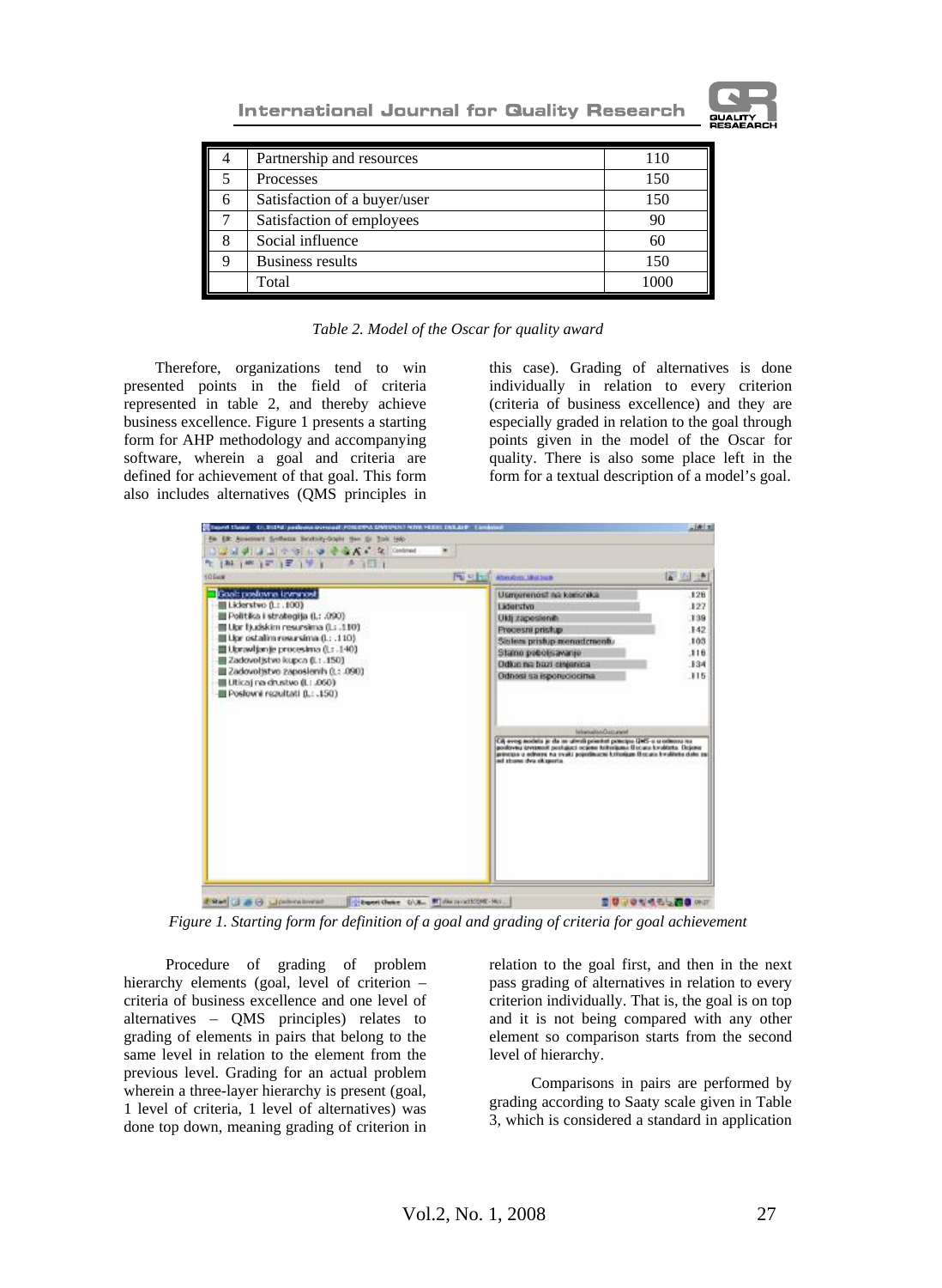| 4 | Partnership and resources | 110 |
|---|---|---|
| 5 | Processes | 150 |
| 6 | Satisfaction of a buyer/user | 150 |
| 7 | Satisfaction of employees | 90 |
| 8 | Social influence | 60 |
| 9 | Business results | 150 |
| | Total | 1000 |

*Table 2. Model of the Oscar for quality award*

Therefore, organizations tend to win presented points in the field of criteria represented in table 2, and thereby achieve business excellence. Figure 1 presents a starting form for AHP methodology and accompanying software, wherein a goal and criteria are defined for achievement of that goal. This form also includes alternatives (QMS principles in this case). Grading of alternatives is done individually in relation to every criterion (criteria of business excellence) and they are especially graded in relation to the goal through points given in the model of the Oscar for quality. There is also some place left in the form for a textual description of a model's goal.

*Figure 1. Starting form for definition of a goal and grading of criteria for goal achievement*

Procedure of grading of problem hierarchy elements (goal, level of criterion – criteria of business excellence and one level of alternatives – QMS principles) relates to grading of elements in pairs that belong to the same level in relation to the element from the previous level. Grading for an actual problem wherein a three-layer hierarchy is present (goal, 1 level of criteria, 1 level of alternatives) was done top down, meaning grading of criterion in relation to the goal first, and then in the next pass grading of alternatives in relation to every criterion individually. That is, the goal is on top and it is not being compared with any other element so comparison starts from the second level of hierarchy.

Comparisons in pairs are performed by grading according to Saaty scale given in Table 3, which is considered a standard in application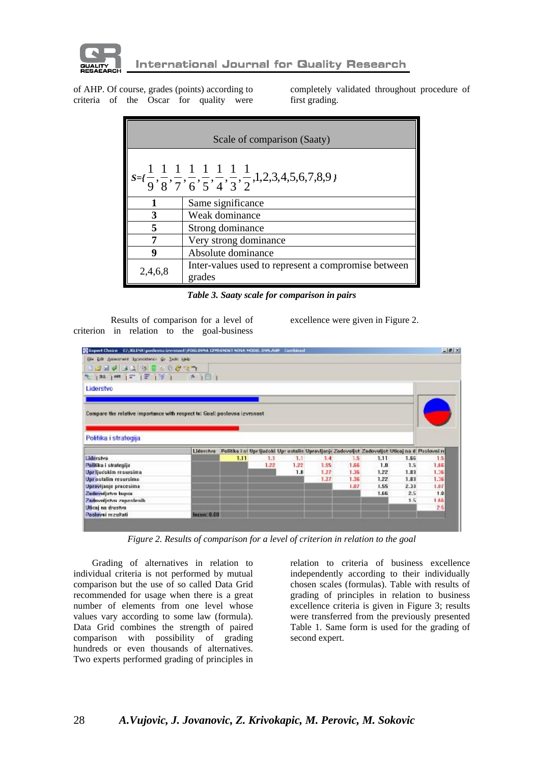of AHP. Of course, grades (points) according to criteria of the Oscar for quality were completely validated throughout procedure of first grading.

| Scale of comparison (Saaty) | |
|---|---|
| $S=\{\frac{1}{9},\frac{1}{8},\frac{1}{7},\frac{1}{6},\frac{1}{5},\frac{1}{4},\frac{1}{3},\frac{1}{2},1,2,3,4,5,6,7,8,9\}$ | |
| **1** | Same significance |
| **3** | Weak dominance |
| **5** | Strong dominance |
| **7** | Very strong dominance |
| **9** | Absolute dominance |
| 2,4,6,8 | Inter-values used to represent a compromise between grades |

***Table 3. Saaty scale for comparison in pairs***

Results of comparison for a level of criterion in relation to the goal-business excellence were given in Figure 2.

*Figure 2. Results of comparison for a level of criterion in relation to the goal*

Grading of alternatives in relation to individual criteria is not performed by mutual comparison but the use of so called Data Grid recommended for usage when there is a great number of elements from one level whose values vary according to some law (formula). Data Grid combines the strength of paired comparison with possibility of grading hundreds or even thousands of alternatives. Two experts performed grading of principles in relation to criteria of business excellence independently according to their individually chosen scales (formulas). Table with results of grading of principles in relation to business excellence criteria is given in Figure 3; results were transferred from the previously presented Table 1. Same form is used for the grading of second expert.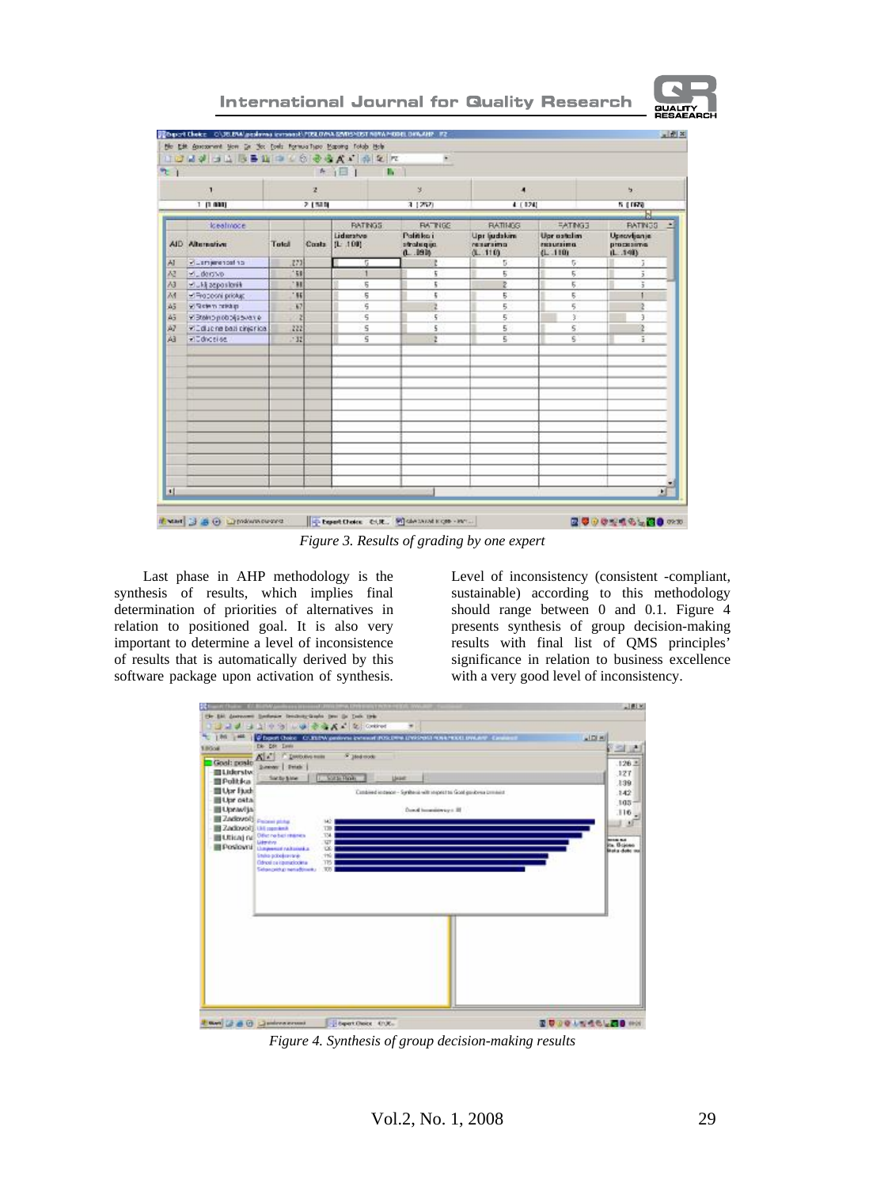*Figure 3. Results of grading by one expert*

Last phase in AHP methodology is the synthesis of results, which implies final determination of priorities of alternatives in relation to positioned goal. It is also very important to determine a level of inconsistence of results that is automatically derived by this software package upon activation of synthesis. Level of inconsistency (consistent -compliant, sustainable) according to this methodology should range between 0 and 0.1. Figure 4 presents synthesis of group decision-making results with final list of QMS principles' significance in relation to business excellence with a very good level of inconsistency.

*Figure 4. Synthesis of group decision-making results*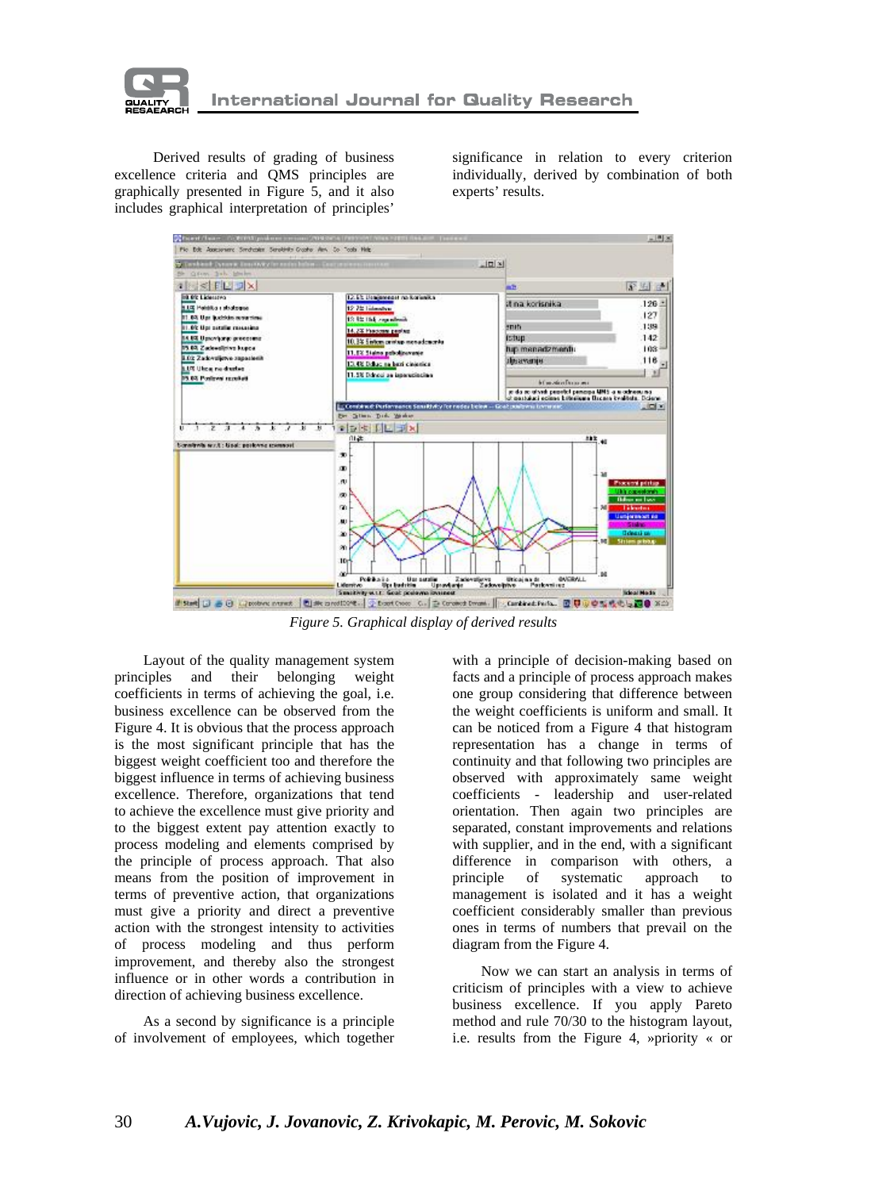Derived results of grading of business excellence criteria and QMS principles are graphically presented in Figure 5, and it also includes graphical interpretation of principles' significance in relation to every criterion individually, derived by combination of both experts' results.

*Figure 5. Graphical display of derived results*

Layout of the quality management system principles and their belonging weight coefficients in terms of achieving the goal, i.e. business excellence can be observed from the Figure 4. It is obvious that the process approach is the most significant principle that has the biggest weight coefficient too and therefore the biggest influence in terms of achieving business excellence. Therefore, organizations that tend to achieve the excellence must give priority and to the biggest extent pay attention exactly to process modeling and elements comprised by the principle of process approach. That also means from the position of improvement in terms of preventive action, that organizations must give a priority and direct a preventive action with the strongest intensity to activities of process modeling and thus perform improvement, and thereby also the strongest influence or in other words a contribution in direction of achieving business excellence.

As a second by significance is a principle of involvement of employees, which together with a principle of decision-making based on facts and a principle of process approach makes one group considering that difference between the weight coefficients is uniform and small. It can be noticed from a Figure 4 that histogram representation has a change in terms of continuity and that following two principles are observed with approximately same weight coefficients - leadership and user-related orientation. Then again two principles are separated, constant improvements and relations with supplier, and in the end, with a significant difference in comparison with others, a principle of systematic approach to management is isolated and it has a weight coefficient considerably smaller than previous ones in terms of numbers that prevail on the diagram from the Figure 4.

Now we can start an analysis in terms of criticism of principles with a view to achieve business excellence. If you apply Pareto method and rule 70/30 to the histogram layout, i.e. results from the Figure 4, »priority « or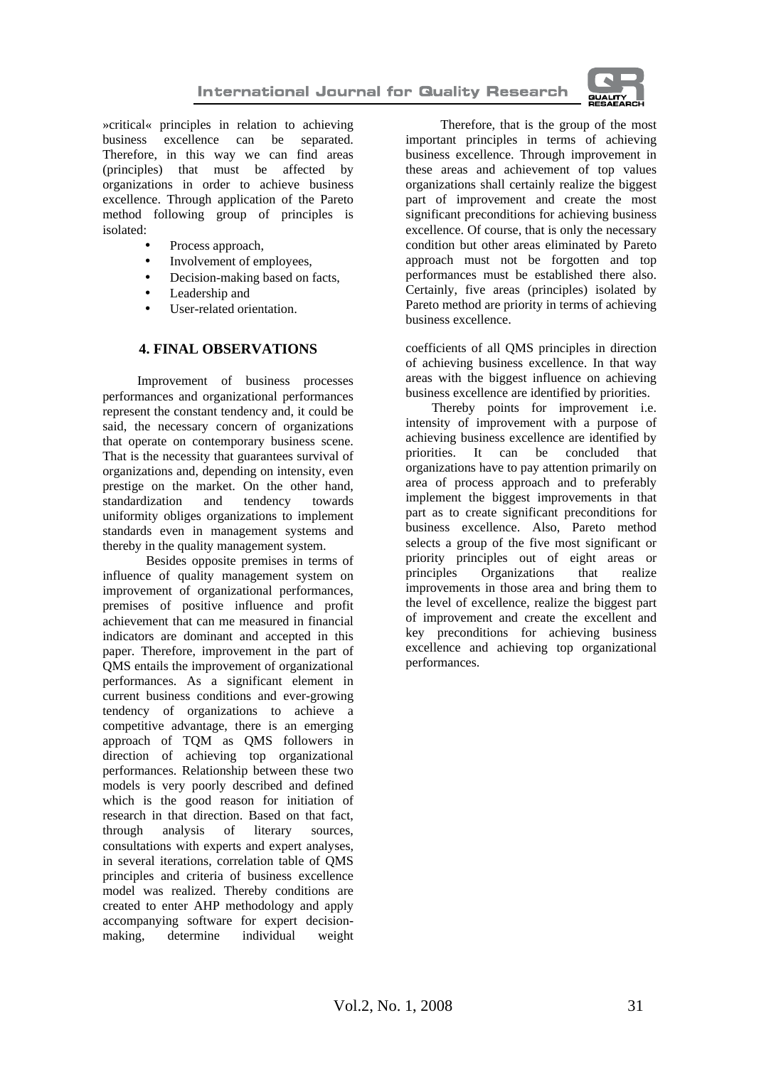»critical« principles in relation to achieving business excellence can be separated. Therefore, in this way we can find areas (principles) that must be affected by organizations in order to achieve business excellence. Through application of the Pareto method following group of principles is isolated:

- Process approach,
- Involvement of employees,
- Decision-making based on facts,
- Leadership and
- User-related orientation.

Therefore, that is the group of the most important principles in terms of achieving business excellence. Through improvement in these areas and achievement of top values organizations shall certainly realize the biggest part of improvement and create the most significant preconditions for achieving business excellence. Of course, that is only the necessary condition but other areas eliminated by Pareto approach must not be forgotten and top performances must be established there also. Certainly, five areas (principles) isolated by Pareto method are priority in terms of achieving business excellence.

## 4. FINAL OBSERVATIONS

Improvement of business processes performances and organizational performances represent the constant tendency and, it could be said, the necessary concern of organizations that operate on contemporary business scene. That is the necessity that guarantees survival of organizations and, depending on intensity, even prestige on the market. On the other hand, standardization and tendency towards uniformity obliges organizations to implement standards even in management systems and thereby in the quality management system.

Besides opposite premises in terms of influence of quality management system on improvement of organizational performances, premises of positive influence and profit achievement that can me measured in financial indicators are dominant and accepted in this paper. Therefore, improvement in the part of QMS entails the improvement of organizational performances. As a significant element in current business conditions and ever-growing tendency of organizations to achieve a competitive advantage, there is an emerging approach of TQM as QMS followers in direction of achieving top organizational performances. Relationship between these two models is very poorly described and defined which is the good reason for initiation of research in that direction. Based on that fact, through analysis of literary sources, consultations with experts and expert analyses, in several iterations, correlation table of QMS principles and criteria of business excellence model was realized. Thereby conditions are created to enter AHP methodology and apply accompanying software for expert decision-making, determine individual weight coefficients of all QMS principles in direction of achieving business excellence. In that way areas with the biggest influence on achieving business excellence are identified by priorities.

Thereby points for improvement i.e. intensity of improvement with a purpose of achieving business excellence are identified by priorities. It can be concluded that organizations have to pay attention primarily on area of process approach and to preferably implement the biggest improvements in that part as to create significant preconditions for business excellence. Also, Pareto method selects a group of the five most significant or priority principles out of eight areas or principles Organizations that realize improvements in those area and bring them to the level of excellence, realize the biggest part of improvement and create the excellent and key preconditions for achieving business excellence and achieving top organizational performances.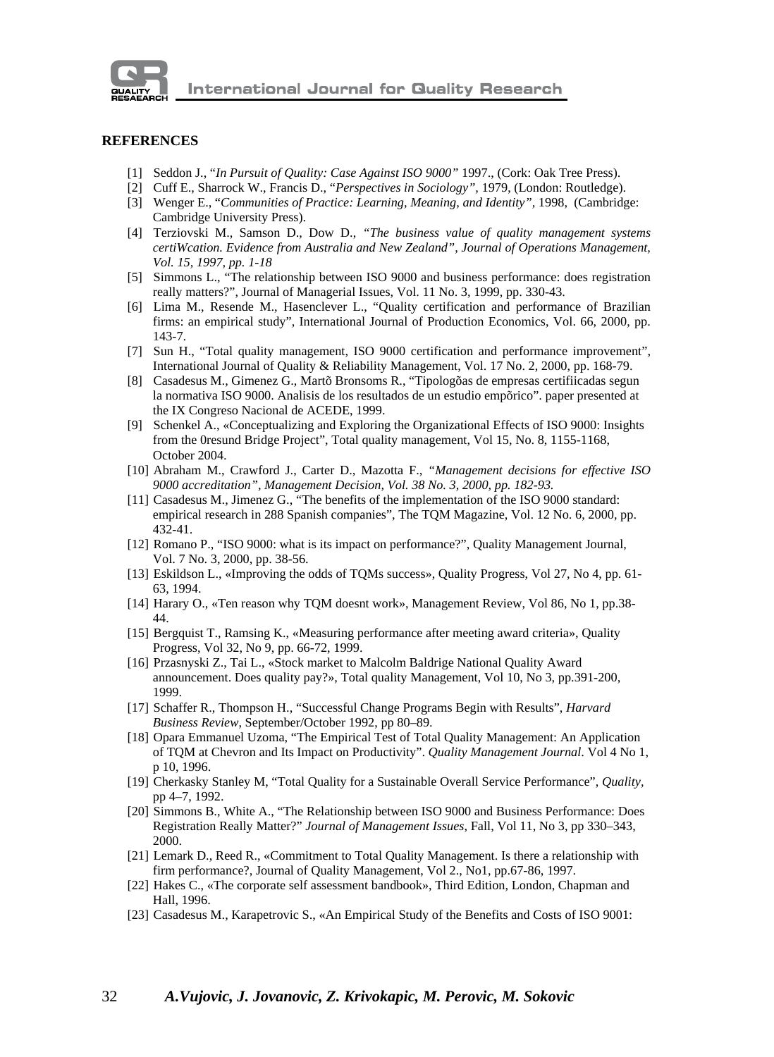## REFERENCES

[1] Seddon J., "*In Pursuit of Quality: Case Against ISO 9000"* 1997., (Cork: Oak Tree Press).

[2] Cuff E., Sharrock W., Francis D., "*Perspectives in Sociology"*, 1979, (London: Routledge).

[3] Wenger E., "*Communities of Practice: Learning, Meaning, and Identity"*, 1998, (Cambridge: Cambridge University Press).

[4] Terziovski M., Samson D., Dow D., *"The business value of quality management systems certiWcation. Evidence from Australia and New Zealand", Journal of Operations Management, Vol. 15, 1997, pp. 1-18*

[5] Simmons L., "The relationship between ISO 9000 and business performance: does registration really matters?", Journal of Managerial Issues, Vol. 11 No. 3, 1999, pp. 330-43.

[6] Lima M., Resende M., Hasenclever L., "Quality certification and performance of Brazilian firms: an empirical study", International Journal of Production Economics, Vol. 66, 2000, pp. 143-7.

[7] Sun H., "Total quality management, ISO 9000 certification and performance improvement", International Journal of Quality & Reliability Management, Vol. 17 No. 2, 2000, pp. 168-79.

[8] Casadesus M., Gimenez G., Martõ Bronsoms R., "Tipologõas de empresas certifiicadas segun la normativa ISO 9000. Analisis de los resultados de un estudio empõrico". paper presented at the IX Congreso Nacional de ACEDE, 1999.

[9] Schenkel A., «Conceptualizing and Exploring the Organizational Effects of ISO 9000: Insights from the 0resund Bridge Project", Total quality management, Vol 15, No. 8, 1155-1168, October 2004.

[10] Abraham M., Crawford J., Carter D., Mazotta F., *"Management decisions for effective ISO 9000 accreditation", Management Decision, Vol. 38 No. 3, 2000, pp. 182-93.*

[11] Casadesus M., Jimenez G., "The benefits of the implementation of the ISO 9000 standard: empirical research in 288 Spanish companies", The TQM Magazine, Vol. 12 No. 6, 2000, pp. 432-41.

[12] Romano P., "ISO 9000: what is its impact on performance?", Quality Management Journal, Vol. 7 No. 3, 2000, pp. 38-56.

[13] Eskildson L., «Improving the odds of TQMs success», Quality Progress, Vol 27, No 4, pp. 61-63, 1994.

[14] Harary O., «Ten reason why TQM doesnt work», Management Review, Vol 86, No 1, pp.38-44.

[15] Bergquist T., Ramsing K., «Measuring performance after meeting award criteria», Quality Progress, Vol 32, No 9, pp. 66-72, 1999.

[16] Przasnyski Z., Tai L., «Stock market to Malcolm Baldrige National Quality Award announcement. Does quality pay?», Total quality Management, Vol 10, No 3, pp.391-200, 1999.

[17] Schaffer R., Thompson H., "Successful Change Programs Begin with Results", *Harvard Business Review*, September/October 1992, pp 80–89.

[18] Opara Emmanuel Uzoma, "The Empirical Test of Total Quality Management: An Application of TQM at Chevron and Its Impact on Productivity". *Quality Management Journal*. Vol 4 No 1, p 10, 1996.

[19] Cherkasky Stanley M, "Total Quality for a Sustainable Overall Service Performance", *Quality*, pp 4–7, 1992.

[20] Simmons B., White A., "The Relationship between ISO 9000 and Business Performance: Does Registration Really Matter?" *Journal of Management Issues*, Fall, Vol 11, No 3, pp 330–343, 2000.

[21] Lemark D., Reed R., «Commitment to Total Quality Management. Is there a relationship with firm performance?, Journal of Quality Management, Vol 2., No1, pp.67-86, 1997.

[22] Hakes C., «The corporate self assessment bandbook», Third Edition, London, Chapman and Hall, 1996.

[23] Casadesus M., Karapetrovic S., «An Empirical Study of the Benefits and Costs of ISO 9001: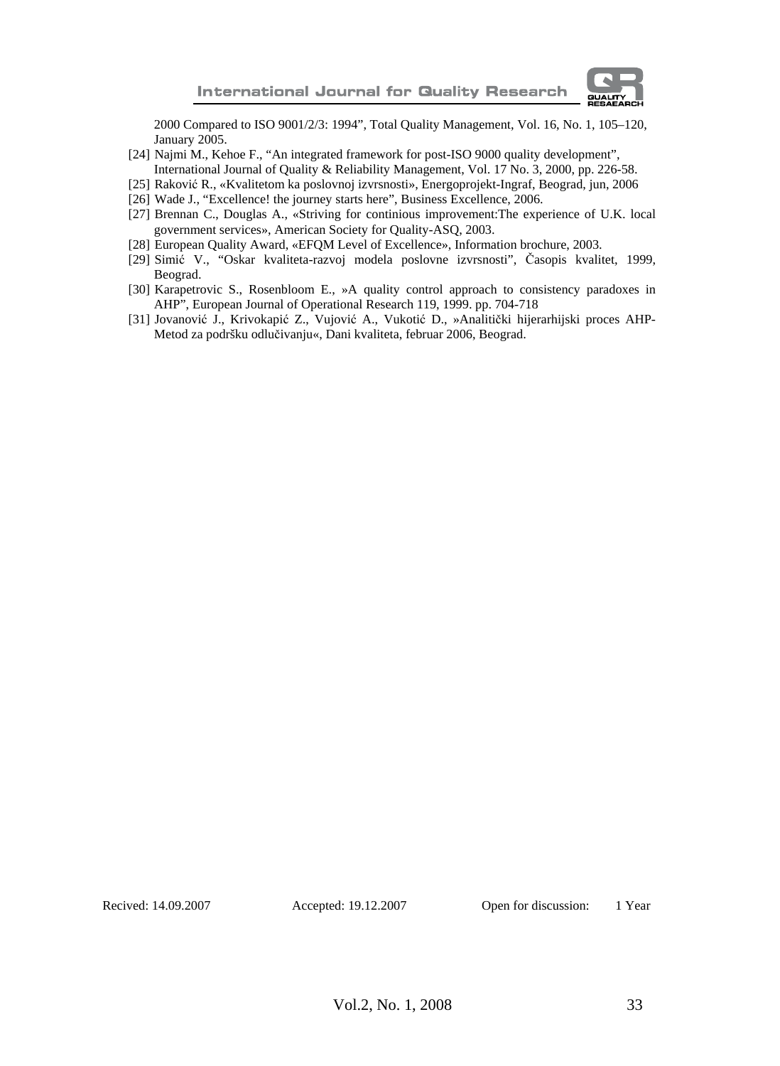2000 Compared to ISO 9001/2/3: 1994", Total Quality Management, Vol. 16, No. 1, 105–120, January 2005.

[24] Najmi M., Kehoe F., "An integrated framework for post-ISO 9000 quality development", International Journal of Quality & Reliability Management, Vol. 17 No. 3, 2000, pp. 226-58.

[25] Raković R., «Kvalitetom ka poslovnoj izvrsnosti», Energoprojekt-Ingraf, Beograd, jun, 2006

[26] Wade J., "Excellence! the journey starts here", Business Excellence, 2006.

[27] Brennan C., Douglas A., «Striving for continious improvement:The experience of U.K. local government services», American Society for Quality-ASQ, 2003.

[28] European Quality Award, «EFQM Level of Excellence», Information brochure, 2003.

[29] Simić V., "Oskar kvaliteta-razvoj modela poslovne izvrsnosti", Časopis kvalitet, 1999, Beograd.

[30] Karapetrovic S., Rosenbloom E., »A quality control approach to consistency paradoxes in AHP", European Journal of Operational Research 119, 1999. pp. 704-718

[31] Jovanović J., Krivokapić Z., Vujović A., Vukotić D., »Analitički hijerarhijski proces AHP-Metod za podršku odlučivanju«, Dani kvaliteta, februar 2006, Beograd.

Recived: 14.09.2007 Accepted: 19.12.2007 Open for discussion: 1 Year